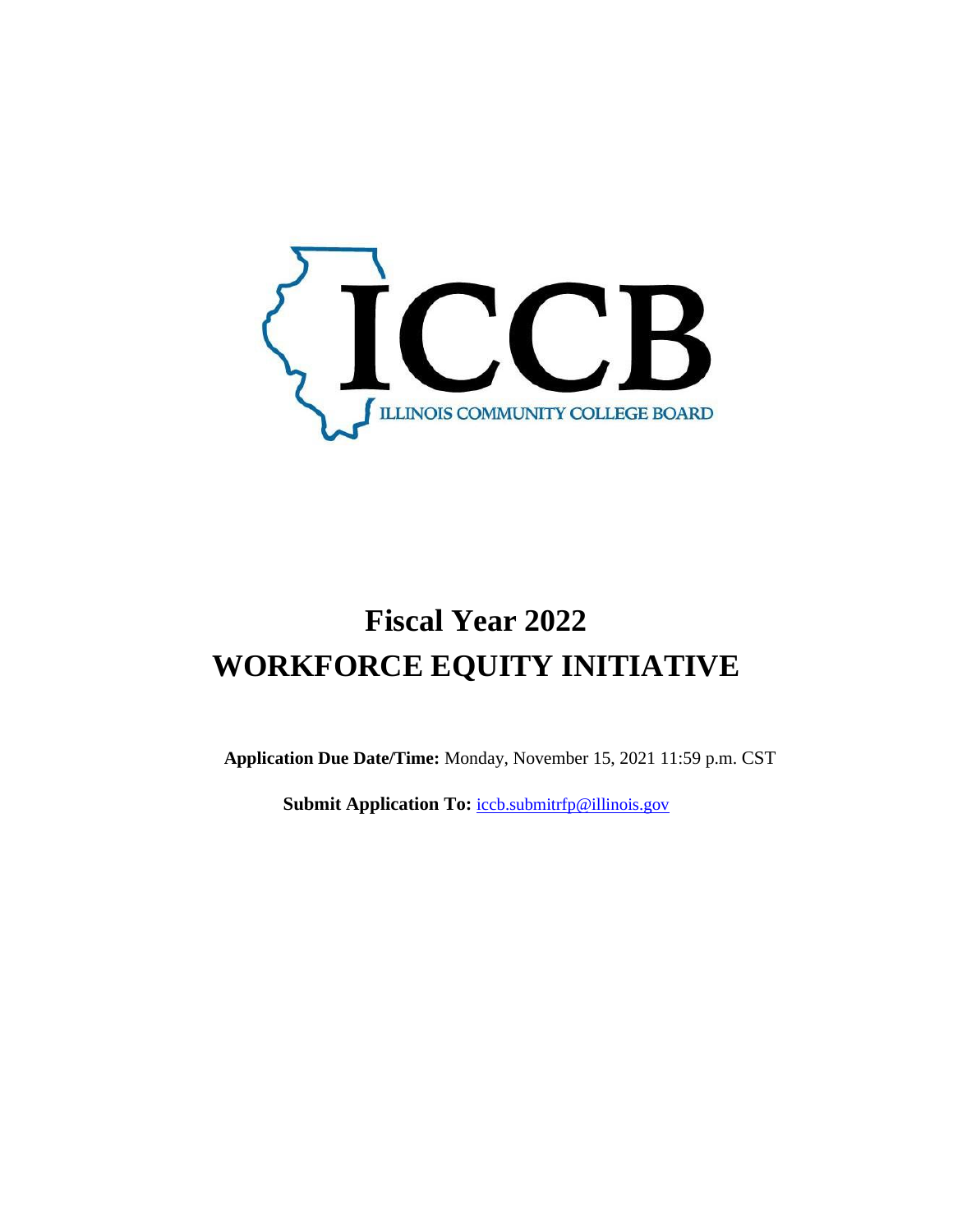ICCB

ILLINOIS COMMUNITY COLLEGE BOARD

# Fiscal Year 2022
# WORKFORCE EQUITY INITIATIVE

**Application Due Date/Time:** Monday, November 15, 2021 11:59 p.m. CST

**Submit Application To:** iccb.submitrfp@illinois.gov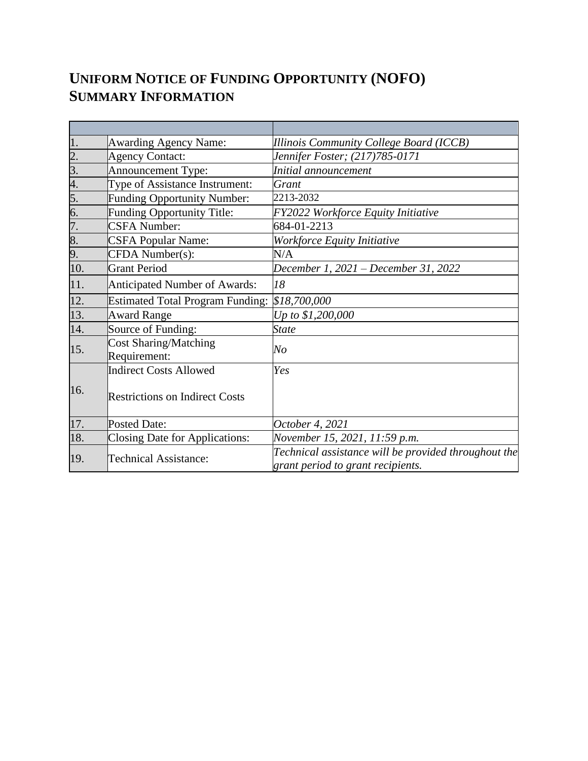# Uniform Notice of Funding Opportunity (NOFO) Summary Information

| | | |
|---|---|---|
| 1. | Awarding Agency Name: | *Illinois Community College Board (ICCB)* |
| 2. | Agency Contact: | *Jennifer Foster; (217)785-0171* |
| 3. | Announcement Type: | *Initial announcement* |
| 4. | Type of Assistance Instrument: | *Grant* |
| 5. | Funding Opportunity Number: | 2213-2032 |
| 6. | Funding Opportunity Title: | *FY2022 Workforce Equity Initiative* |
| 7. | CSFA Number: | 684-01-2213 |
| 8. | CSFA Popular Name: | *Workforce Equity Initiative* |
| 9. | CFDA Number(s): | N/A |
| 10. | Grant Period | *December 1, 2021 – December 31, 2022* |
| 11. | Anticipated Number of Awards: | *18* |
| 12. | Estimated Total Program Funding: | *$18,700,000* |
| 13. | Award Range | *Up to $1,200,000* |
| 14. | Source of Funding: | *State* |
| 15. | Cost Sharing/Matching Requirement: | *No* |
| 16. | Indirect Costs Allowed<br><br>Restrictions on Indirect Costs | *Yes* |
| 17. | Posted Date: | *October 4, 2021* |
| 18. | Closing Date for Applications: | *November 15, 2021, 11:59 p.m.* |
| 19. | Technical Assistance: | *Technical assistance will be provided throughout the grant period to grant recipients.* |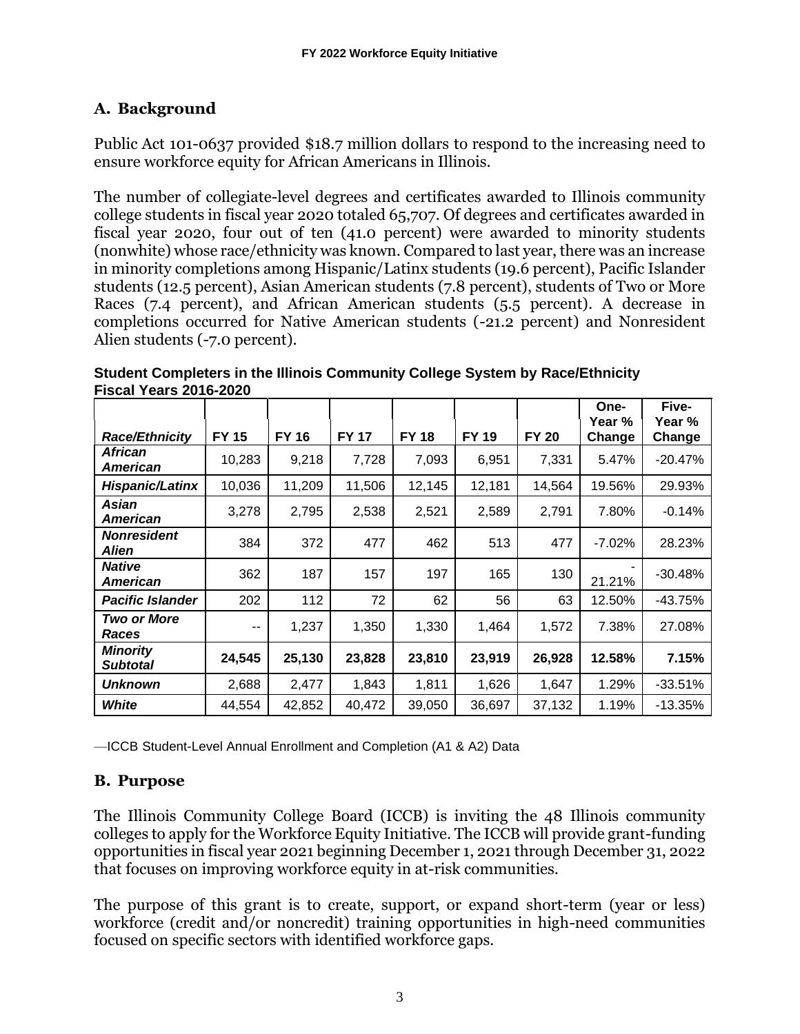## A. Background

Public Act 101-0637 provided $18.7 million dollars to respond to the increasing need to ensure workforce equity for African Americans in Illinois.

The number of collegiate-level degrees and certificates awarded to Illinois community college students in fiscal year 2020 totaled 65,707. Of degrees and certificates awarded in fiscal year 2020, four out of ten (41.0 percent) were awarded to minority students (nonwhite) whose race/ethnicity was known. Compared to last year, there was an increase in minority completions among Hispanic/Latinx students (19.6 percent), Pacific Islander students (12.5 percent), Asian American students (7.8 percent), students of Two or More Races (7.4 percent), and African American students (5.5 percent). A decrease in completions occurred for Native American students (-21.2 percent) and Nonresident Alien students (-7.0 percent).

**Student Completers in the Illinois Community College System by Race/Ethnicity Fiscal Years 2016-2020**

| *Race/Ethnicity* | FY 15 | FY 16 | FY 17 | FY 18 | FY 19 | FY 20 | One-Year % Change | Five-Year % Change |
|---|---|---|---|---|---|---|---|---|
| ***African American*** | 10,283 | 9,218 | 7,728 | 7,093 | 6,951 | 7,331 | 5.47% | -20.47% |
| ***Hispanic/Latinx*** | 10,036 | 11,209 | 11,506 | 12,145 | 12,181 | 14,564 | 19.56% | 29.93% |
| ***Asian American*** | 3,278 | 2,795 | 2,538 | 2,521 | 2,589 | 2,791 | 7.80% | -0.14% |
| ***Nonresident Alien*** | 384 | 372 | 477 | 462 | 513 | 477 | -7.02% | 28.23% |
| ***Native American*** | 362 | 187 | 157 | 197 | 165 | 130 | -21.21% | -30.48% |
| ***Pacific Islander*** | 202 | 112 | 72 | 62 | 56 | 63 | 12.50% | -43.75% |
| ***Two or More Races*** | -- | 1,237 | 1,350 | 1,330 | 1,464 | 1,572 | 7.38% | 27.08% |
| ***Minority Subtotal*** | **24,545** | **25,130** | **23,828** | **23,810** | **23,919** | **26,928** | **12.58%** | **7.15%** |
| ***Unknown*** | 2,688 | 2,477 | 1,843 | 1,811 | 1,626 | 1,647 | 1.29% | -33.51% |
| ***White*** | 44,554 | 42,852 | 40,472 | 39,050 | 36,697 | 37,132 | 1.19% | -13.35% |

—ICCB Student-Level Annual Enrollment and Completion (A1 & A2) Data

## B. Purpose

The Illinois Community College Board (ICCB) is inviting the 48 Illinois community colleges to apply for the Workforce Equity Initiative. The ICCB will provide grant-funding opportunities in fiscal year 2021 beginning December 1, 2021 through December 31, 2022 that focuses on improving workforce equity in at-risk communities.

The purpose of this grant is to create, support, or expand short-term (year or less) workforce (credit and/or noncredit) training opportunities in high-need communities focused on specific sectors with identified workforce gaps.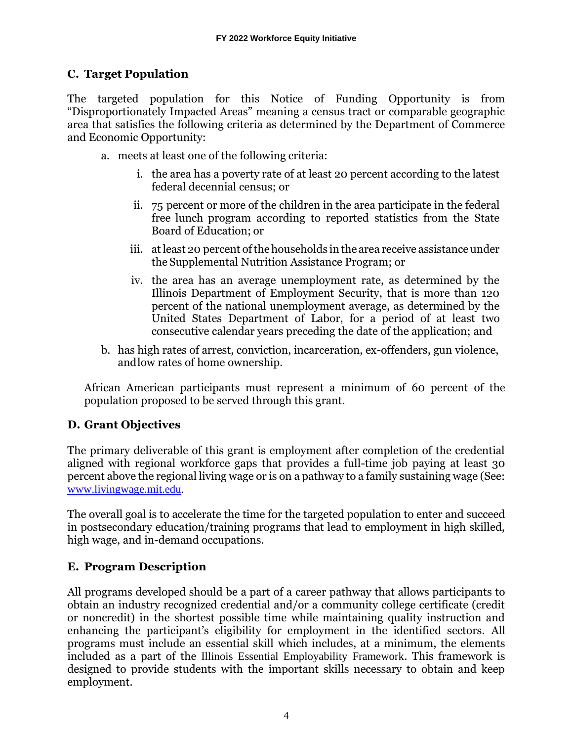## C. Target Population

The targeted population for this Notice of Funding Opportunity is from "Disproportionately Impacted Areas" meaning a census tract or comparable geographic area that satisfies the following criteria as determined by the Department of Commerce and Economic Opportunity:

a. meets at least one of the following criteria:

   i. the area has a poverty rate of at least 20 percent according to the latest federal decennial census; or

   ii. 75 percent or more of the children in the area participate in the federal free lunch program according to reported statistics from the State Board of Education; or

   iii. at least 20 percent of the households in the area receive assistance under the Supplemental Nutrition Assistance Program; or

   iv. the area has an average unemployment rate, as determined by the Illinois Department of Employment Security, that is more than 120 percent of the national unemployment average, as determined by the United States Department of Labor, for a period of at least two consecutive calendar years preceding the date of the application; and

b. has high rates of arrest, conviction, incarceration, ex-offenders, gun violence, and low rates of home ownership.

African American participants must represent a minimum of 60 percent of the population proposed to be served through this grant.

## D. Grant Objectives

The primary deliverable of this grant is employment after completion of the credential aligned with regional workforce gaps that provides a full-time job paying at least 30 percent above the regional living wage or is on a pathway to a family sustaining wage (See: www.livingwage.mit.edu.

The overall goal is to accelerate the time for the targeted population to enter and succeed in postsecondary education/training programs that lead to employment in high skilled, high wage, and in-demand occupations.

## E. Program Description

All programs developed should be a part of a career pathway that allows participants to obtain an industry recognized credential and/or a community college certificate (credit or noncredit) in the shortest possible time while maintaining quality instruction and enhancing the participant's eligibility for employment in the identified sectors. All programs must include an essential skill which includes, at a minimum, the elements included as a part of the Illinois Essential Employability Framework. This framework is designed to provide students with the important skills necessary to obtain and keep employment.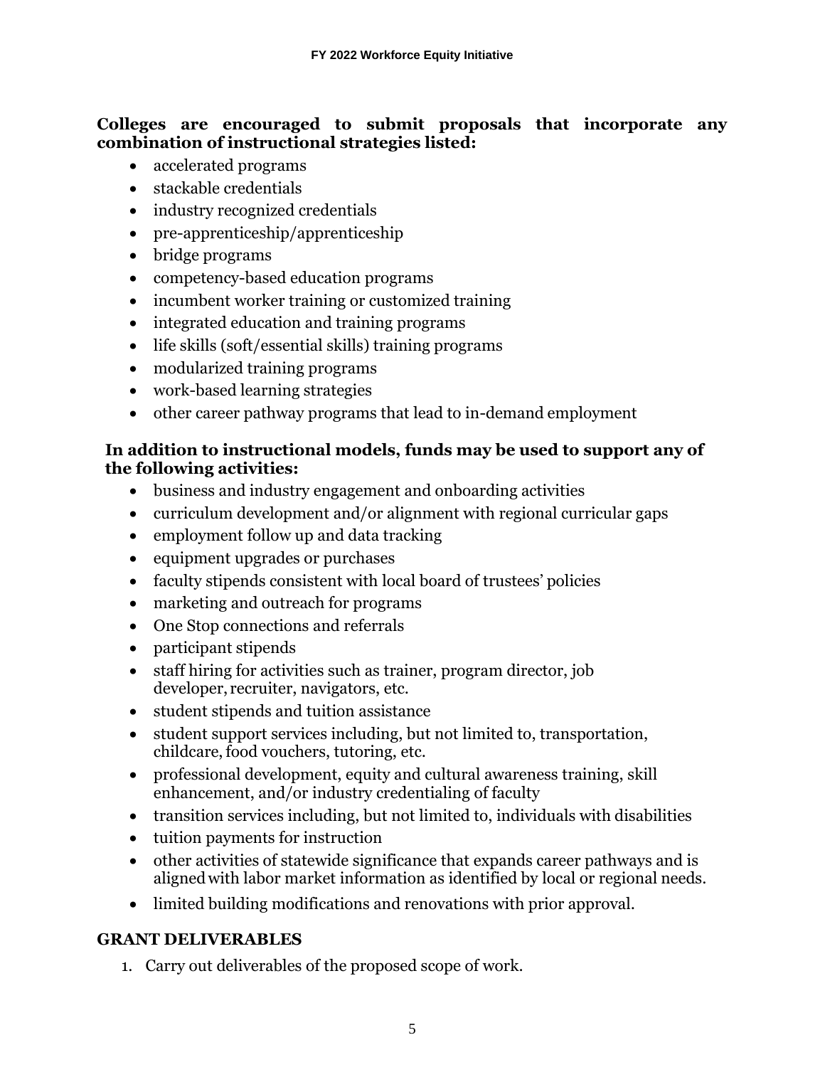**Colleges are encouraged to submit proposals that incorporate any combination of instructional strategies listed:**

- accelerated programs
- stackable credentials
- industry recognized credentials
- pre-apprenticeship/apprenticeship
- bridge programs
- competency-based education programs
- incumbent worker training or customized training
- integrated education and training programs
- life skills (soft/essential skills) training programs
- modularized training programs
- work-based learning strategies
- other career pathway programs that lead to in-demand employment

**In addition to instructional models, funds may be used to support any of the following activities:**

- business and industry engagement and onboarding activities
- curriculum development and/or alignment with regional curricular gaps
- employment follow up and data tracking
- equipment upgrades or purchases
- faculty stipends consistent with local board of trustees' policies
- marketing and outreach for programs
- One Stop connections and referrals
- participant stipends
- staff hiring for activities such as trainer, program director, job developer, recruiter, navigators, etc.
- student stipends and tuition assistance
- student support services including, but not limited to, transportation, childcare, food vouchers, tutoring, etc.
- professional development, equity and cultural awareness training, skill enhancement, and/or industry credentialing of faculty
- transition services including, but not limited to, individuals with disabilities
- tuition payments for instruction
- other activities of statewide significance that expands career pathways and is aligned with labor market information as identified by local or regional needs.
- limited building modifications and renovations with prior approval.

## GRANT DELIVERABLES

1. Carry out deliverables of the proposed scope of work.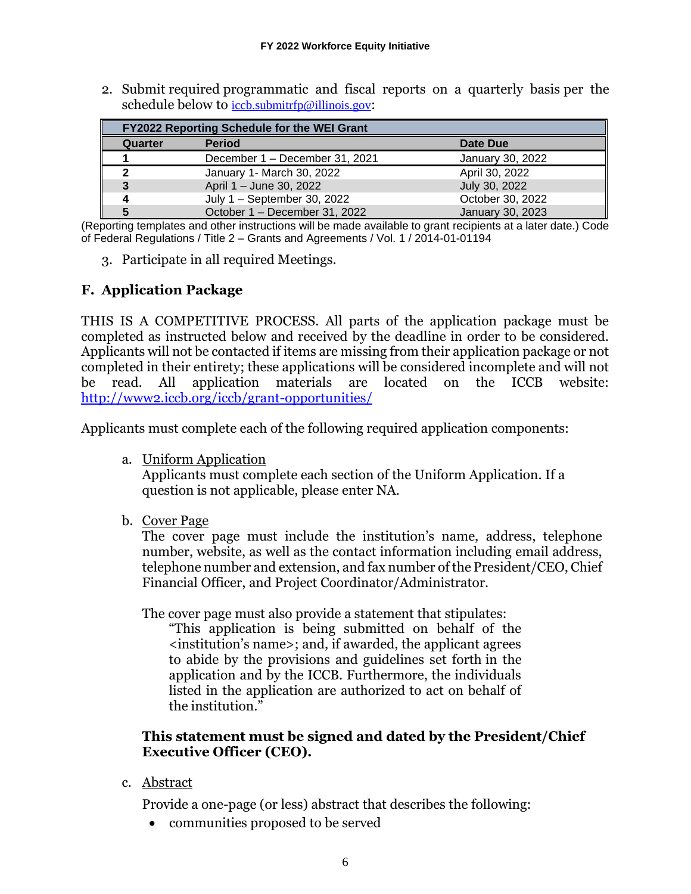2. Submit required programmatic and fiscal reports on a quarterly basis per the schedule below to iccb.submitrfp@illinois.gov:

| FY2022 Reporting Schedule for the WEI Grant | | |
|---|---|---|
| **Quarter** | **Period** | **Date Due** |
| 1 | December 1 – December 31, 2021 | January 30, 2022 |
| 2 | January 1- March 30, 2022 | April 30, 2022 |
| 3 | April 1 – June 30, 2022 | July 30, 2022 |
| 4 | July 1 – September 30, 2022 | October 30, 2022 |
| 5 | October 1 – December 31, 2022 | January 30, 2023 |

(Reporting templates and other instructions will be made available to grant recipients at a later date.) Code of Federal Regulations / Title 2 – Grants and Agreements / Vol. 1 / 2014-01-01194

3. Participate in all required Meetings.

## F. Application Package

THIS IS A COMPETITIVE PROCESS. All parts of the application package must be completed as instructed below and received by the deadline in order to be considered. Applicants will not be contacted if items are missing from their application package or not completed in their entirety; these applications will be considered incomplete and will not be read. All application materials are located on the ICCB website: http://www2.iccb.org/iccb/grant-opportunities/

Applicants must complete each of the following required application components:

a. Uniform Application
   Applicants must complete each section of the Uniform Application. If a question is not applicable, please enter NA.

b. Cover Page
   The cover page must include the institution's name, address, telephone number, website, as well as the contact information including email address, telephone number and extension, and fax number of the President/CEO, Chief Financial Officer, and Project Coordinator/Administrator.

   The cover page must also provide a statement that stipulates:

   > "This application is being submitted on behalf of the <institution's name>; and, if awarded, the applicant agrees to abide by the provisions and guidelines set forth in the application and by the ICCB. Furthermore, the individuals listed in the application are authorized to act on behalf of the institution."

   **This statement must be signed and dated by the President/Chief Executive Officer (CEO).**

c. Abstract

   Provide a one-page (or less) abstract that describes the following:

   - communities proposed to be served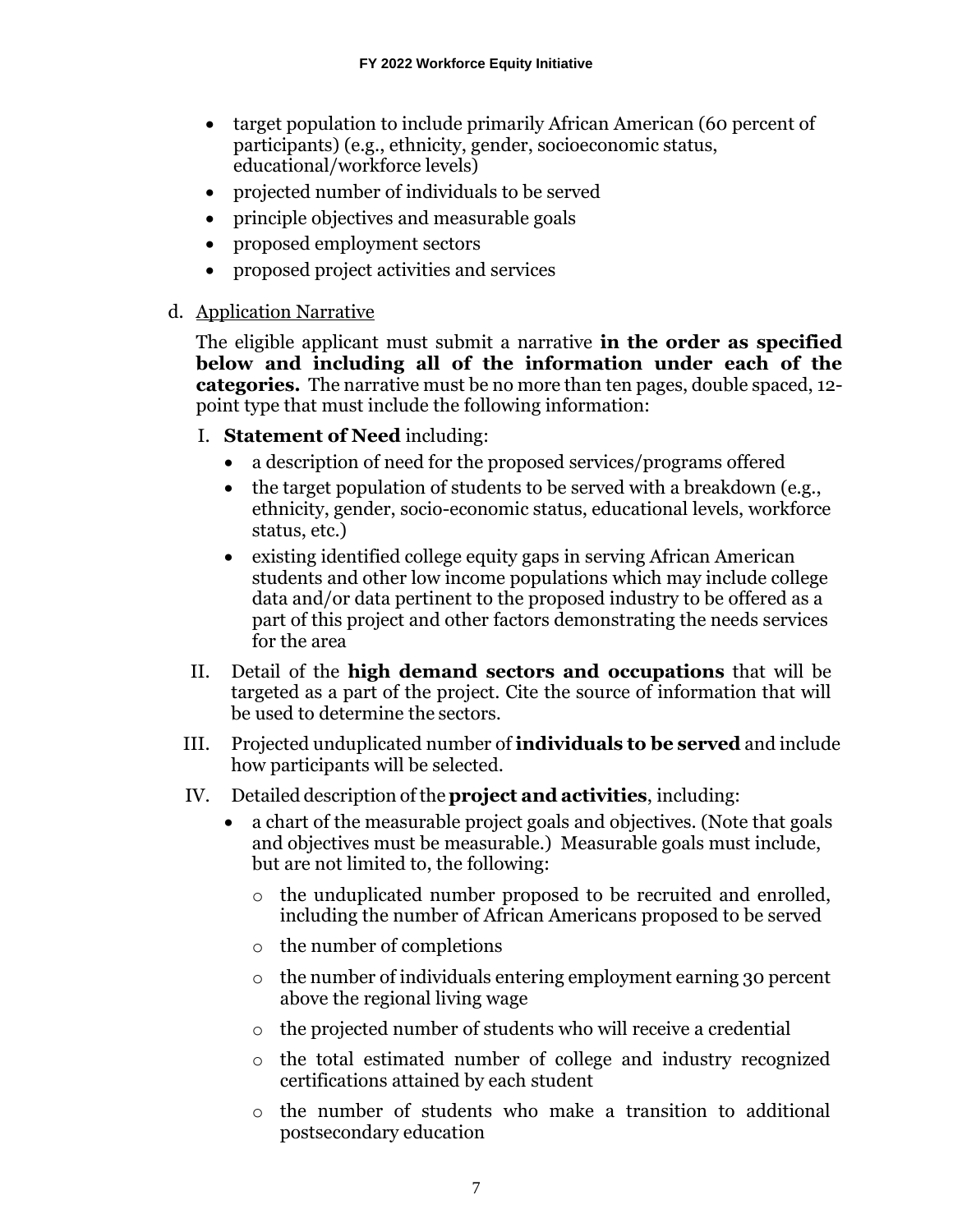- target population to include primarily African American (60 percent of participants) (e.g., ethnicity, gender, socioeconomic status, educational/workforce levels)
- projected number of individuals to be served
- principle objectives and measurable goals
- proposed employment sectors
- proposed project activities and services

d. Application Narrative

The eligible applicant must submit a narrative **in the order as specified below and including all of the information under each of the categories.** The narrative must be no more than ten pages, double spaced, 12-point type that must include the following information:

I. **Statement of Need** including:
   - a description of need for the proposed services/programs offered
   - the target population of students to be served with a breakdown (e.g., ethnicity, gender, socio-economic status, educational levels, workforce status, etc.)
   - existing identified college equity gaps in serving African American students and other low income populations which may include college data and/or data pertinent to the proposed industry to be offered as a part of this project and other factors demonstrating the needs services for the area

II. Detail of the **high demand sectors and occupations** that will be targeted as a part of the project. Cite the source of information that will be used to determine the sectors.

III. Projected unduplicated number of **individuals to be served** and include how participants will be selected.

IV. Detailed description of the **project and activities**, including:
   - a chart of the measurable project goals and objectives. (Note that goals and objectives must be measurable.) Measurable goals must include, but are not limited to, the following:
     - the unduplicated number proposed to be recruited and enrolled, including the number of African Americans proposed to be served
     - the number of completions
     - the number of individuals entering employment earning 30 percent above the regional living wage
     - the projected number of students who will receive a credential
     - the total estimated number of college and industry recognized certifications attained by each student
     - the number of students who make a transition to additional postsecondary education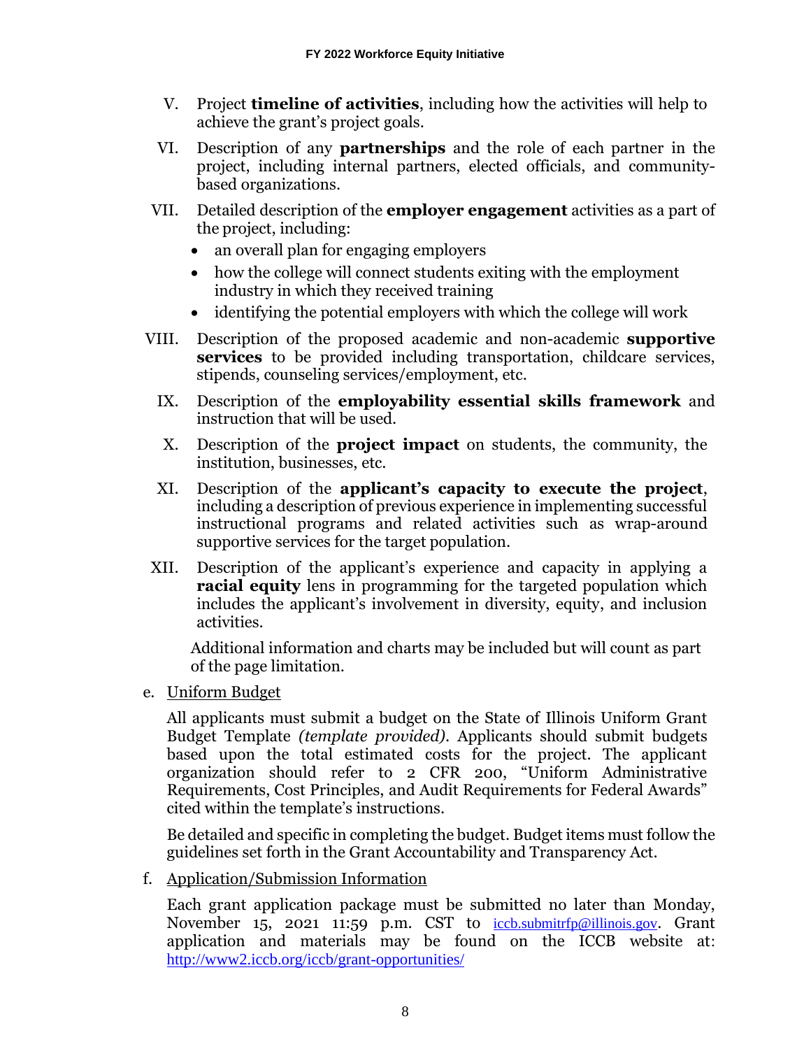V. Project **timeline of activities**, including how the activities will help to achieve the grant's project goals.

VI. Description of any **partnerships** and the role of each partner in the project, including internal partners, elected officials, and community-based organizations.

VII. Detailed description of the **employer engagement** activities as a part of the project, including:

- an overall plan for engaging employers
- how the college will connect students exiting with the employment industry in which they received training
- identifying the potential employers with which the college will work

VIII. Description of the proposed academic and non-academic **supportive services** to be provided including transportation, childcare services, stipends, counseling services/employment, etc.

IX. Description of the **employability essential skills framework** and instruction that will be used.

X. Description of the **project impact** on students, the community, the institution, businesses, etc.

XI. Description of the **applicant's capacity to execute the project**, including a description of previous experience in implementing successful instructional programs and related activities such as wrap-around supportive services for the target population.

XII. Description of the applicant's experience and capacity in applying a **racial equity** lens in programming for the targeted population which includes the applicant's involvement in diversity, equity, and inclusion activities.

Additional information and charts may be included but will count as part of the page limitation.

e. Uniform Budget

All applicants must submit a budget on the State of Illinois Uniform Grant Budget Template *(template provided)*. Applicants should submit budgets based upon the total estimated costs for the project. The applicant organization should refer to 2 CFR 200, "Uniform Administrative Requirements, Cost Principles, and Audit Requirements for Federal Awards" cited within the template's instructions.

Be detailed and specific in completing the budget. Budget items must follow the guidelines set forth in the Grant Accountability and Transparency Act.

f. Application/Submission Information

Each grant application package must be submitted no later than Monday, November 15, 2021 11:59 p.m. CST to iccb.submitrfp@illinois.gov. Grant application and materials may be found on the ICCB website at: http://www2.iccb.org/iccb/grant-opportunities/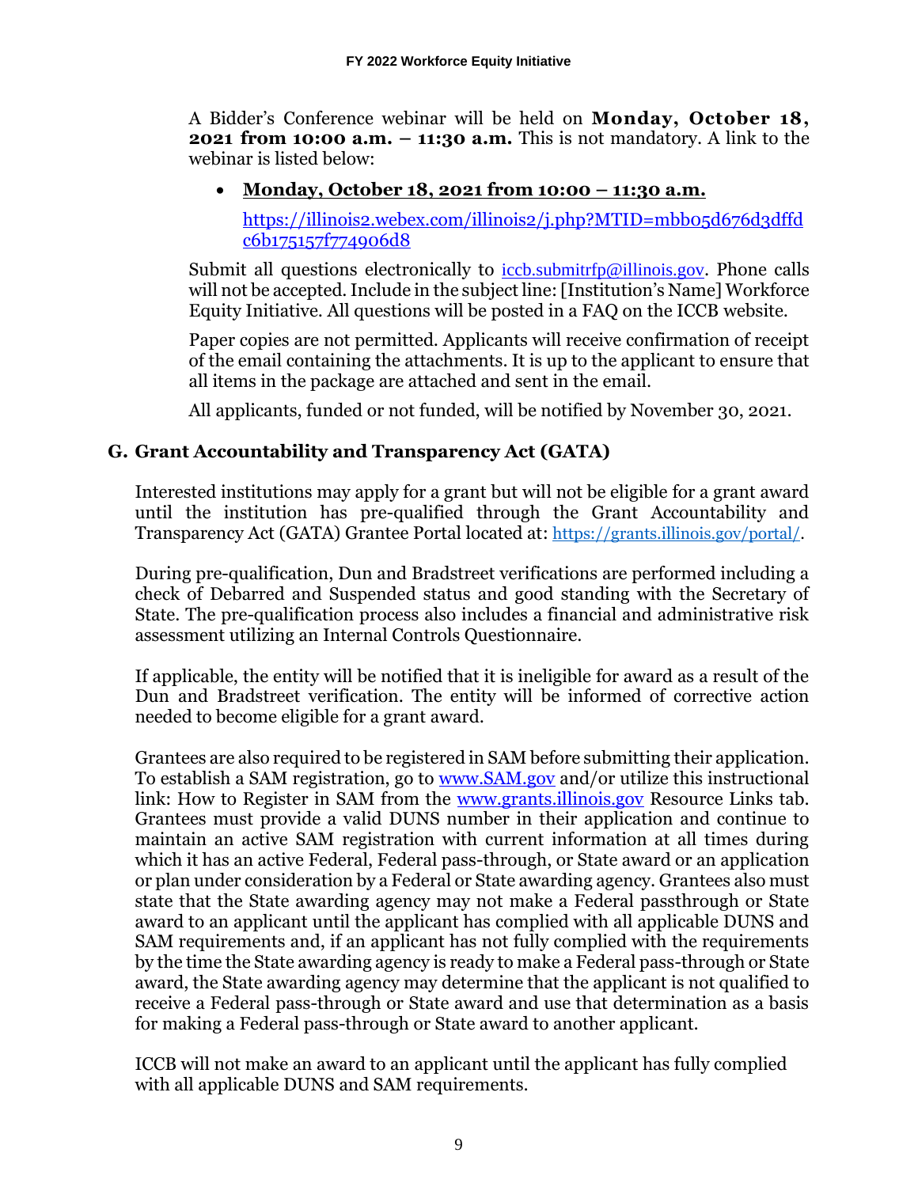A Bidder's Conference webinar will be held on **Monday, October 18, 2021 from 10:00 a.m. – 11:30 a.m.** This is not mandatory. A link to the webinar is listed below:

- **Monday, October 18, 2021 from 10:00 – 11:30 a.m.**

  https://illinois2.webex.com/illinois2/j.php?MTID=mbb05d676d3dffdc6b175157f774906d8

Submit all questions electronically to iccb.submitrfp@illinois.gov. Phone calls will not be accepted. Include in the subject line: [Institution's Name] Workforce Equity Initiative. All questions will be posted in a FAQ on the ICCB website.

Paper copies are not permitted. Applicants will receive confirmation of receipt of the email containing the attachments. It is up to the applicant to ensure that all items in the package are attached and sent in the email.

All applicants, funded or not funded, will be notified by November 30, 2021.

## G. Grant Accountability and Transparency Act (GATA)

Interested institutions may apply for a grant but will not be eligible for a grant award until the institution has pre-qualified through the Grant Accountability and Transparency Act (GATA) Grantee Portal located at: https://grants.illinois.gov/portal/.

During pre-qualification, Dun and Bradstreet verifications are performed including a check of Debarred and Suspended status and good standing with the Secretary of State. The pre-qualification process also includes a financial and administrative risk assessment utilizing an Internal Controls Questionnaire.

If applicable, the entity will be notified that it is ineligible for award as a result of the Dun and Bradstreet verification. The entity will be informed of corrective action needed to become eligible for a grant award.

Grantees are also required to be registered in SAM before submitting their application. To establish a SAM registration, go to www.SAM.gov and/or utilize this instructional link: How to Register in SAM from the www.grants.illinois.gov Resource Links tab. Grantees must provide a valid DUNS number in their application and continue to maintain an active SAM registration with current information at all times during which it has an active Federal, Federal pass-through, or State award or an application or plan under consideration by a Federal or State awarding agency. Grantees also must state that the State awarding agency may not make a Federal passthrough or State award to an applicant until the applicant has complied with all applicable DUNS and SAM requirements and, if an applicant has not fully complied with the requirements by the time the State awarding agency is ready to make a Federal pass-through or State award, the State awarding agency may determine that the applicant is not qualified to receive a Federal pass-through or State award and use that determination as a basis for making a Federal pass-through or State award to another applicant.

ICCB will not make an award to an applicant until the applicant has fully complied with all applicable DUNS and SAM requirements.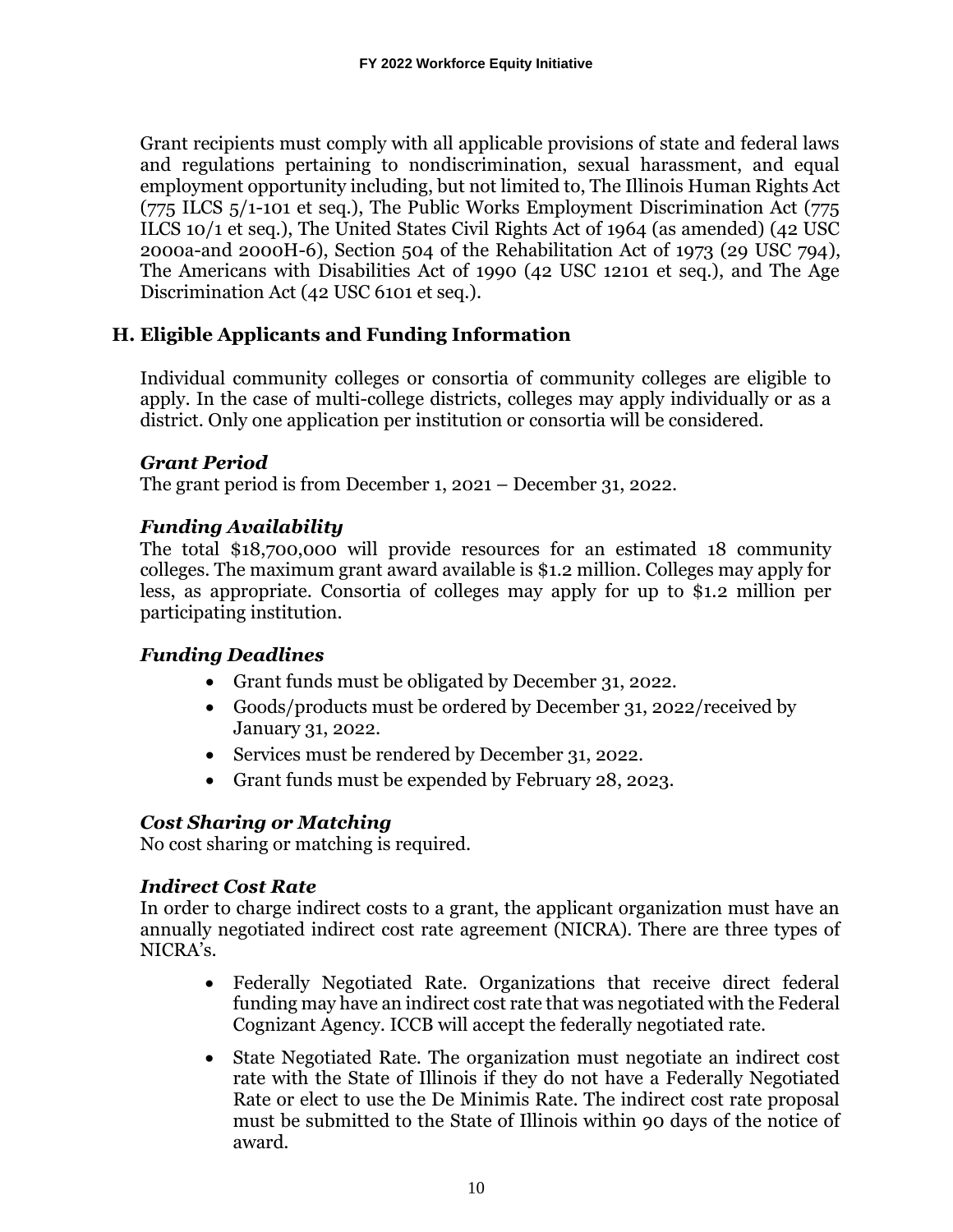Grant recipients must comply with all applicable provisions of state and federal laws and regulations pertaining to nondiscrimination, sexual harassment, and equal employment opportunity including, but not limited to, The Illinois Human Rights Act (775 ILCS 5/1-101 et seq.), The Public Works Employment Discrimination Act (775 ILCS 10/1 et seq.), The United States Civil Rights Act of 1964 (as amended) (42 USC 2000a-and 2000H-6), Section 504 of the Rehabilitation Act of 1973 (29 USC 794), The Americans with Disabilities Act of 1990 (42 USC 12101 et seq.), and The Age Discrimination Act (42 USC 6101 et seq.).

## H. Eligible Applicants and Funding Information

Individual community colleges or consortia of community colleges are eligible to apply. In the case of multi-college districts, colleges may apply individually or as a district. Only one application per institution or consortia will be considered.

### *Grant Period*

The grant period is from December 1, 2021 – December 31, 2022.

### *Funding Availability*

The total $18,700,000 will provide resources for an estimated 18 community colleges. The maximum grant award available is $1.2 million. Colleges may apply for less, as appropriate. Consortia of colleges may apply for up to $1.2 million per participating institution.

### *Funding Deadlines*

- Grant funds must be obligated by December 31, 2022.
- Goods/products must be ordered by December 31, 2022/received by January 31, 2022.
- Services must be rendered by December 31, 2022.
- Grant funds must be expended by February 28, 2023.

### *Cost Sharing or Matching*

No cost sharing or matching is required.

### *Indirect Cost Rate*

In order to charge indirect costs to a grant, the applicant organization must have an annually negotiated indirect cost rate agreement (NICRA). There are three types of NICRA's.

- Federally Negotiated Rate. Organizations that receive direct federal funding may have an indirect cost rate that was negotiated with the Federal Cognizant Agency. ICCB will accept the federally negotiated rate.
- State Negotiated Rate. The organization must negotiate an indirect cost rate with the State of Illinois if they do not have a Federally Negotiated Rate or elect to use the De Minimis Rate. The indirect cost rate proposal must be submitted to the State of Illinois within 90 days of the notice of award.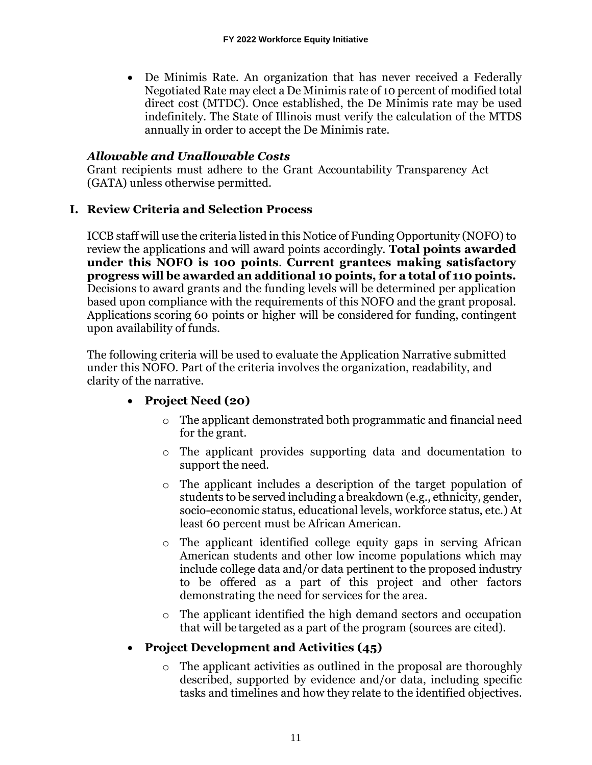- De Minimis Rate. An organization that has never received a Federally Negotiated Rate may elect a De Minimis rate of 10 percent of modified total direct cost (MTDC). Once established, the De Minimis rate may be used indefinitely. The State of Illinois must verify the calculation of the MTDS annually in order to accept the De Minimis rate.

### *Allowable and Unallowable Costs*

Grant recipients must adhere to the Grant Accountability Transparency Act (GATA) unless otherwise permitted.

## I. Review Criteria and Selection Process

ICCB staff will use the criteria listed in this Notice of Funding Opportunity (NOFO) to review the applications and will award points accordingly. **Total points awarded under this NOFO is 100 points**. **Current grantees making satisfactory progress will be awarded an additional 10 points, for a total of 110 points.** Decisions to award grants and the funding levels will be determined per application based upon compliance with the requirements of this NOFO and the grant proposal. Applications scoring 60 points or higher will be considered for funding, contingent upon availability of funds.

The following criteria will be used to evaluate the Application Narrative submitted under this NOFO. Part of the criteria involves the organization, readability, and clarity of the narrative.

- **Project Need (20)**
  - The applicant demonstrated both programmatic and financial need for the grant.
  - The applicant provides supporting data and documentation to support the need.
  - The applicant includes a description of the target population of students to be served including a breakdown (e.g., ethnicity, gender, socio-economic status, educational levels, workforce status, etc.) At least 60 percent must be African American.
  - The applicant identified college equity gaps in serving African American students and other low income populations which may include college data and/or data pertinent to the proposed industry to be offered as a part of this project and other factors demonstrating the need for services for the area.
  - The applicant identified the high demand sectors and occupation that will be targeted as a part of the program (sources are cited).
- **Project Development and Activities (45)**
  - The applicant activities as outlined in the proposal are thoroughly described, supported by evidence and/or data, including specific tasks and timelines and how they relate to the identified objectives.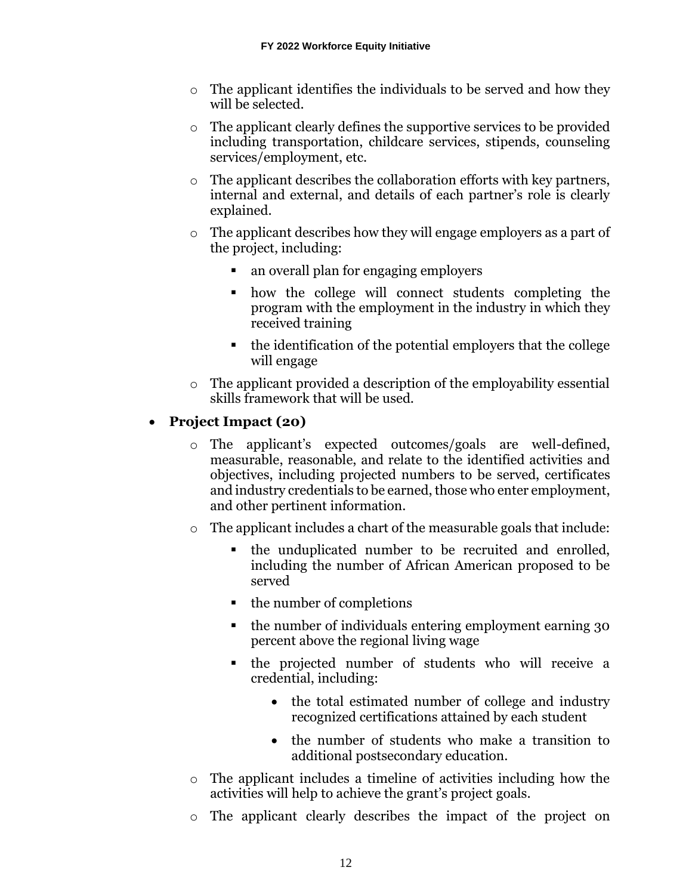- The applicant identifies the individuals to be served and how they will be selected.
- The applicant clearly defines the supportive services to be provided including transportation, childcare services, stipends, counseling services/employment, etc.
- The applicant describes the collaboration efforts with key partners, internal and external, and details of each partner's role is clearly explained.
- The applicant describes how they will engage employers as a part of the project, including:
  - an overall plan for engaging employers
  - how the college will connect students completing the program with the employment in the industry in which they received training
  - the identification of the potential employers that the college will engage
- The applicant provided a description of the employability essential skills framework that will be used.

- **Project Impact (20)**
  - The applicant's expected outcomes/goals are well-defined, measurable, reasonable, and relate to the identified activities and objectives, including projected numbers to be served, certificates and industry credentials to be earned, those who enter employment, and other pertinent information.
  - The applicant includes a chart of the measurable goals that include:
    - the unduplicated number to be recruited and enrolled, including the number of African American proposed to be served
    - the number of completions
    - the number of individuals entering employment earning 30 percent above the regional living wage
    - the projected number of students who will receive a credential, including:
      - the total estimated number of college and industry recognized certifications attained by each student
      - the number of students who make a transition to additional postsecondary education.
  - The applicant includes a timeline of activities including how the activities will help to achieve the grant's project goals.
  - The applicant clearly describes the impact of the project on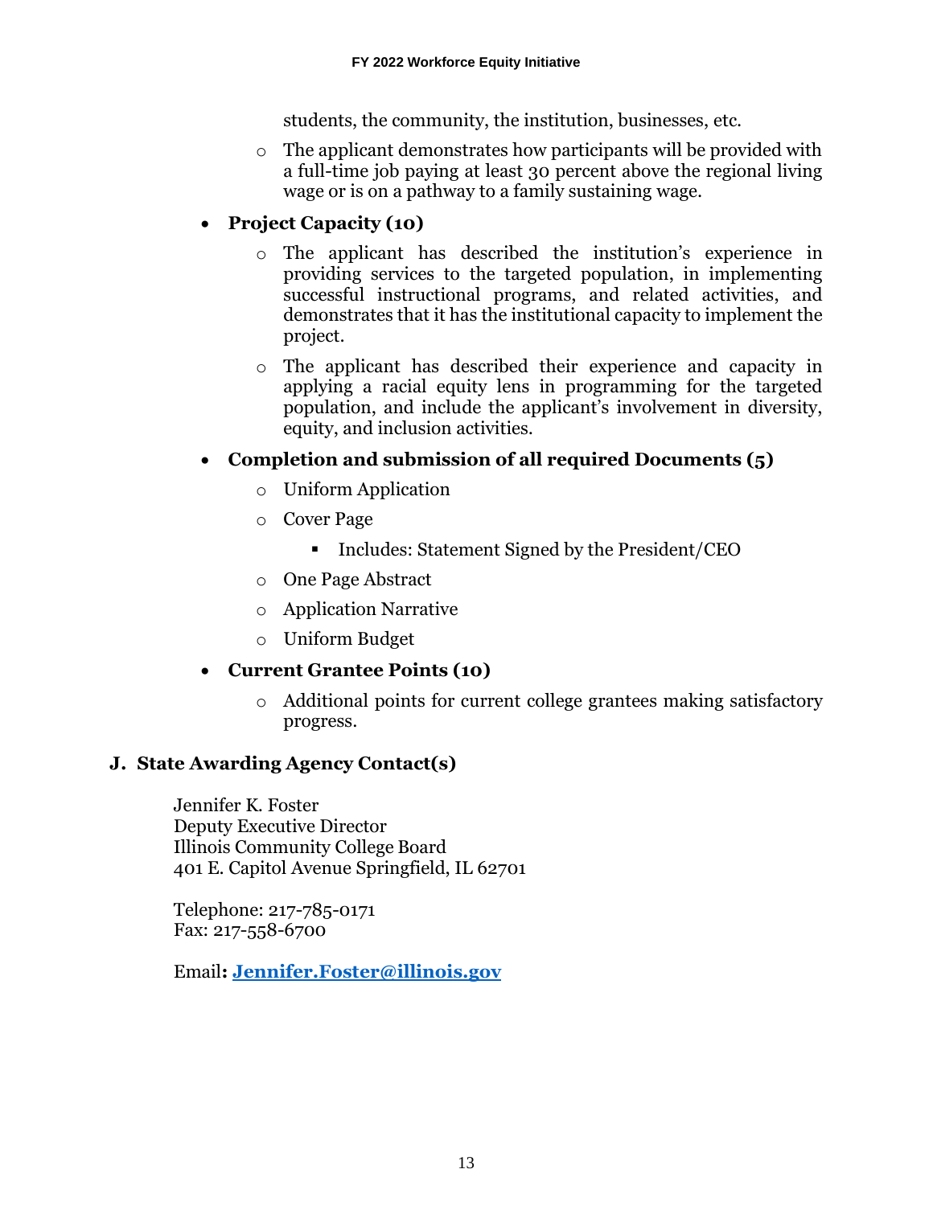students, the community, the institution, businesses, etc.

  - The applicant demonstrates how participants will be provided with a full-time job paying at least 30 percent above the regional living wage or is on a pathway to a family sustaining wage.

- **Project Capacity (10)**
  - The applicant has described the institution's experience in providing services to the targeted population, in implementing successful instructional programs, and related activities, and demonstrates that it has the institutional capacity to implement the project.
  - The applicant has described their experience and capacity in applying a racial equity lens in programming for the targeted population, and include the applicant's involvement in diversity, equity, and inclusion activities.

- **Completion and submission of all required Documents (5)**
  - Uniform Application
  - Cover Page
    - Includes: Statement Signed by the President/CEO
  - One Page Abstract
  - Application Narrative
  - Uniform Budget

- **Current Grantee Points (10)**
  - Additional points for current college grantees making satisfactory progress.

## J. State Awarding Agency Contact(s)

Jennifer K. Foster
Deputy Executive Director
Illinois Community College Board
401 E. Capitol Avenue Springfield, IL 62701

Telephone: 217-785-0171
Fax: 217-558-6700

Email**: [Jennifer.Foster@illinois.gov](mailto:Jennifer.Foster@illinois.gov)**